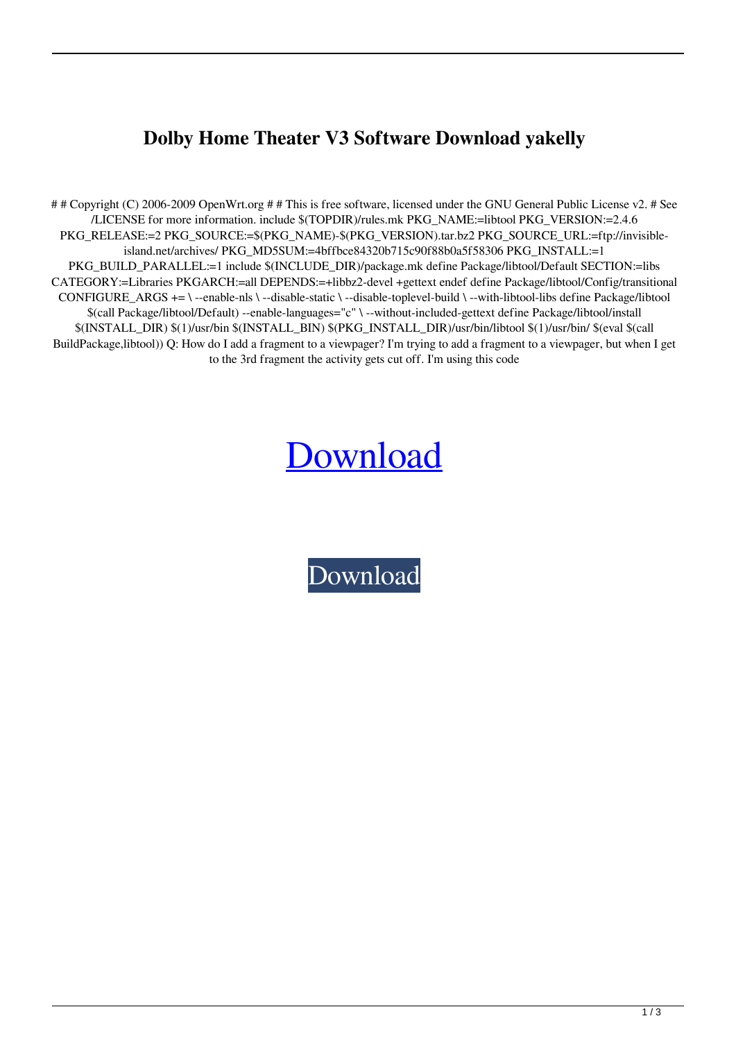# Dolby Home Theater V3 Software Download yakelly

# # Copyright (C) 2006-2009 OpenWrt.org # # This is free software, licensed under the GNU General Public License v2. # See /LICENSE for more information. include $(TOPDIR)/rules.mk PKG_NAME:=libtool PKG_VERSION:=2.4.6 PKG_RELEASE:=2 PKG_SOURCE:=$(PKG_NAME)-$(PKG_VERSION).tar.bz2 PKG_SOURCE_URL:=ftp://invisible-island.net/archives/ PKG_MD5SUM:=4bffbce84320b715c90f88b0a5f58306 PKG_INSTALL:=1 PKG_BUILD_PARALLEL:=1 include $(INCLUDE_DIR)/package.mk define Package/libtool/Default SECTION:=libs CATEGORY:=Libraries PKGARCH:=all DEPENDS:=+libbz2-devel +gettext endef define Package/libtool/Config/transitional CONFIGURE_ARGS += \ --enable-nls \ --disable-static \ --disable-toplevel-build \ --with-libtool-libs define Package/libtool $(call Package/libtool/Default) --enable-languages="c" \ --without-included-gettext define Package/libtool/install $(INSTALL_DIR) $(1)/usr/bin $(INSTALL_BIN) $(PKG_INSTALL_DIR)/usr/bin/libtool $(1)/usr/bin/ $(eval $(call BuildPackage,libtool)) Q: How do I add a fragment to a viewpager? I'm trying to add a fragment to a viewpager, but when I get to the 3rd fragment the activity gets cut off. I'm using this code

Download

Download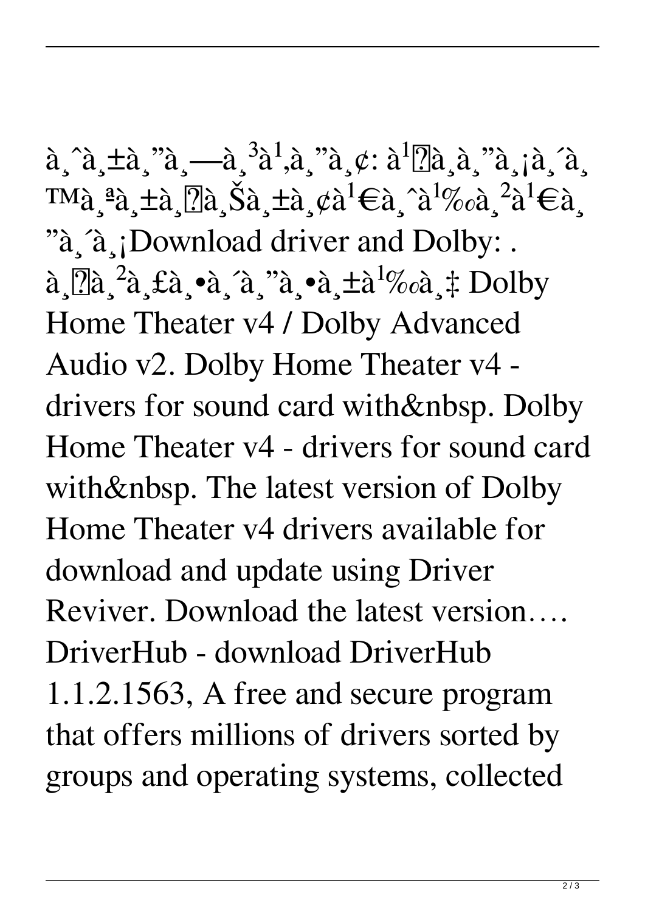à¸ˆà¸±à¸"à¸—à¸³à¹‚à¸"à¸¢: à¹�à¸­à¸"à¸¡à¸´à¸™à¸ªà¸±à¸�à¸Šà¸±à¸¢à¹€à¸ˆà¹‰à¸²à¹€à¸"à¸´à¸¡Download driver and Dolby: . à¸�à¸²à¸£à¸•à¸´à¸"à¸•à¸±à¹‰à¸‡ Dolby Home Theater v4 / Dolby Advanced Audio v2. Dolby Home Theater v4 - drivers for sound card with&nbsp. Dolby Home Theater v4 - drivers for sound card with&nbsp. The latest version of Dolby Home Theater v4 drivers available for download and update using Driver Reviver. Download the latest version…. DriverHub - download DriverHub 1.1.2.1563, A free and secure program that offers millions of drivers sorted by groups and operating systems, collected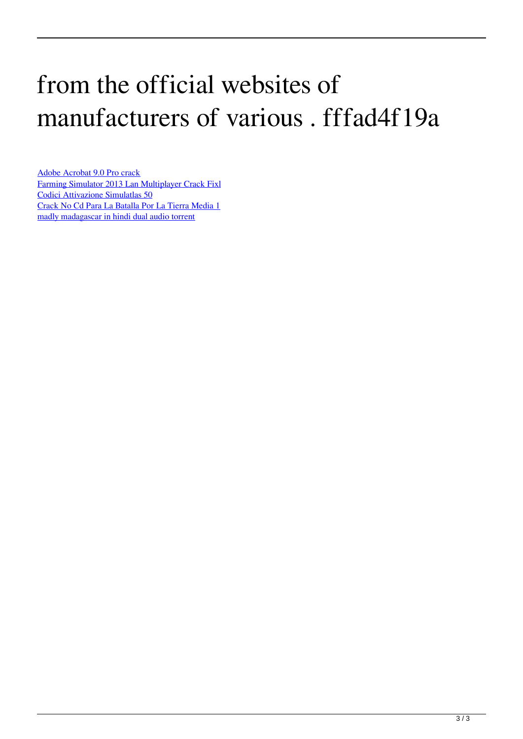# from the official websites of manufacturers of various . fffad4f19a

Adobe Acrobat 9.0 Pro crack
Farming Simulator 2013 Lan Multiplayer Crack Fixl
Codici Attivazione Simulatlas 50
Crack No Cd Para La Batalla Por La Tierra Media 1
madly madagascar in hindi dual audio torrent